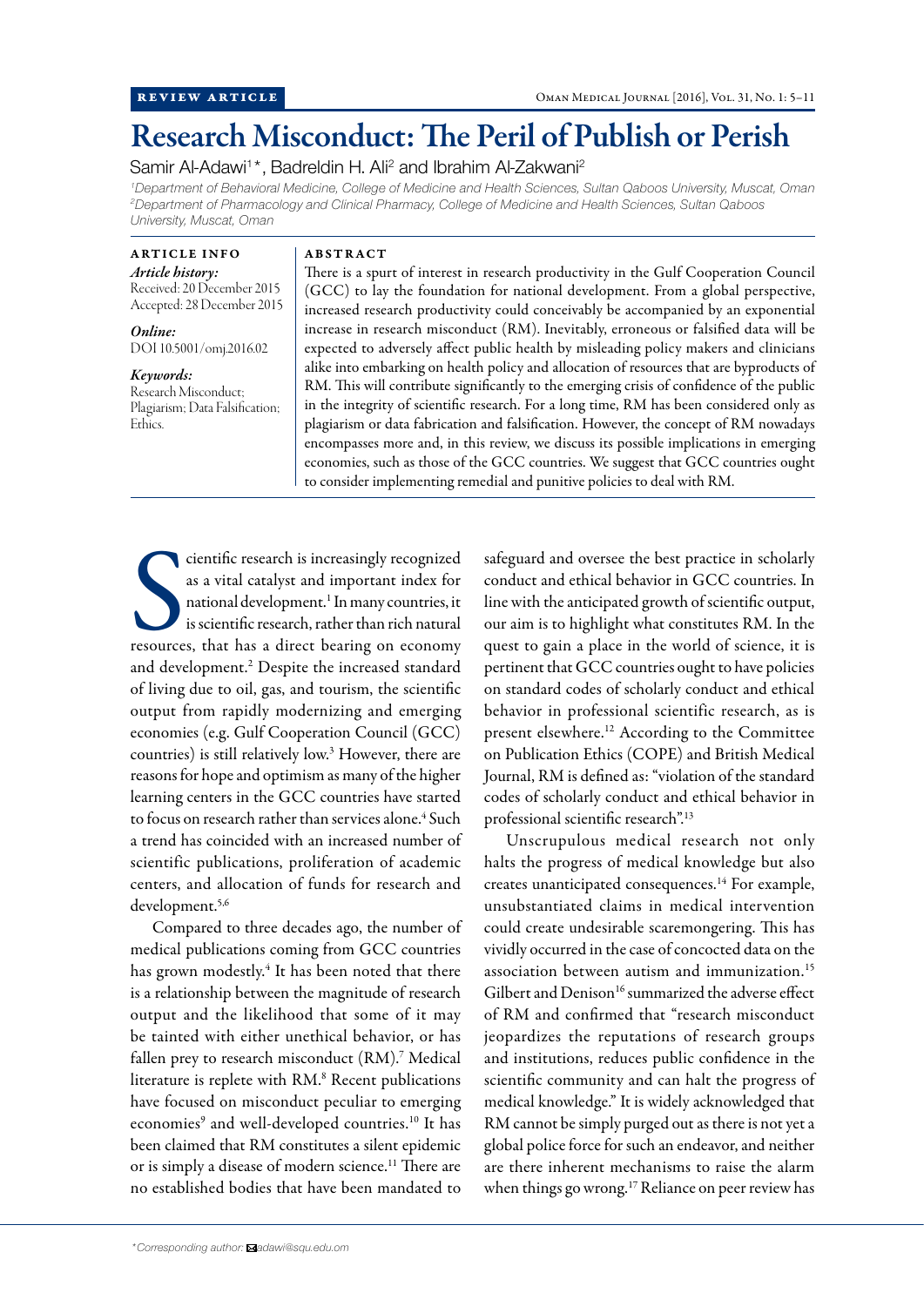REVIEW ARTICLE

# Research Misconduct: The Peril of Publish or Perish

Samir Al-Adawi[1]*, Badreldin H. Ali[2] and Ibrahim Al-Zakwani[2]

[1]*Department of Behavioral Medicine, College of Medicine and Health Sciences, Sultan Qaboos University, Muscat, Oman*
[2]*Department of Pharmacology and Clinical Pharmacy, College of Medicine and Health Sciences, Sultan Qaboos University, Muscat, Oman*

## ARTICLE INFO

*Article history:*
Received: 20 December 2015
Accepted: 28 December 2015

*Online:*
DOI 10.5001/omj.2016.02

*Keywords:*
Research Misconduct; Plagiarism; Data Falsification; Ethics.

## ABSTRACT

There is a spurt of interest in research productivity in the Gulf Cooperation Council (GCC) to lay the foundation for national development. From a global perspective, increased research productivity could conceivably be accompanied by an exponential increase in research misconduct (RM). Inevitably, erroneous or falsified data will be expected to adversely affect public health by misleading policy makers and clinicians alike into embarking on health policy and allocation of resources that are byproducts of RM. This will contribute significantly to the emerging crisis of confidence of the public in the integrity of scientific research. For a long time, RM has been considered only as plagiarism or data fabrication and falsification. However, the concept of RM nowadays encompasses more and, in this review, we discuss its possible implications in emerging economies, such as those of the GCC countries. We suggest that GCC countries ought to consider implementing remedial and punitive policies to deal with RM.

Scientific research is increasingly recognized as a vital catalyst and important index for national development.[1] In many countries, it is scientific research, rather than rich natural resources, that has a direct bearing on economy and development.[2] Despite the increased standard of living due to oil, gas, and tourism, the scientific output from rapidly modernizing and emerging economies (e.g. Gulf Cooperation Council (GCC) countries) is still relatively low.[3] However, there are reasons for hope and optimism as many of the higher learning centers in the GCC countries have started to focus on research rather than services alone.[4] Such a trend has coincided with an increased number of scientific publications, proliferation of academic centers, and allocation of funds for research and development.[5,6]

Compared to three decades ago, the number of medical publications coming from GCC countries has grown modestly.[4] It has been noted that there is a relationship between the magnitude of research output and the likelihood that some of it may be tainted with either unethical behavior, or has fallen prey to research misconduct (RM).[7] Medical literature is replete with RM.[8] Recent publications have focused on misconduct peculiar to emerging economies[9] and well-developed countries.[10] It has been claimed that RM constitutes a silent epidemic or is simply a disease of modern science.[11] There are no established bodies that have been mandated to safeguard and oversee the best practice in scholarly conduct and ethical behavior in GCC countries. In line with the anticipated growth of scientific output, our aim is to highlight what constitutes RM. In the quest to gain a place in the world of science, it is pertinent that GCC countries ought to have policies on standard codes of scholarly conduct and ethical behavior in professional scientific research, as is present elsewhere.[12] According to the Committee on Publication Ethics (COPE) and British Medical Journal, RM is defined as: "violation of the standard codes of scholarly conduct and ethical behavior in professional scientific research".[13]

Unscrupulous medical research not only halts the progress of medical knowledge but also creates unanticipated consequences.[14] For example, unsubstantiated claims in medical intervention could create undesirable scaremongering. This has vividly occurred in the case of concocted data on the association between autism and immunization.[15] Gilbert and Denison[16] summarized the adverse effect of RM and confirmed that "research misconduct jeopardizes the reputations of research groups and institutions, reduces public confidence in the scientific community and can halt the progress of medical knowledge." It is widely acknowledged that RM cannot be simply purged out as there is not yet a global police force for such an endeavor, and neither are there inherent mechanisms to raise the alarm when things go wrong.[17] Reliance on peer review has

*\*Corresponding author: adawi@squ.edu.om*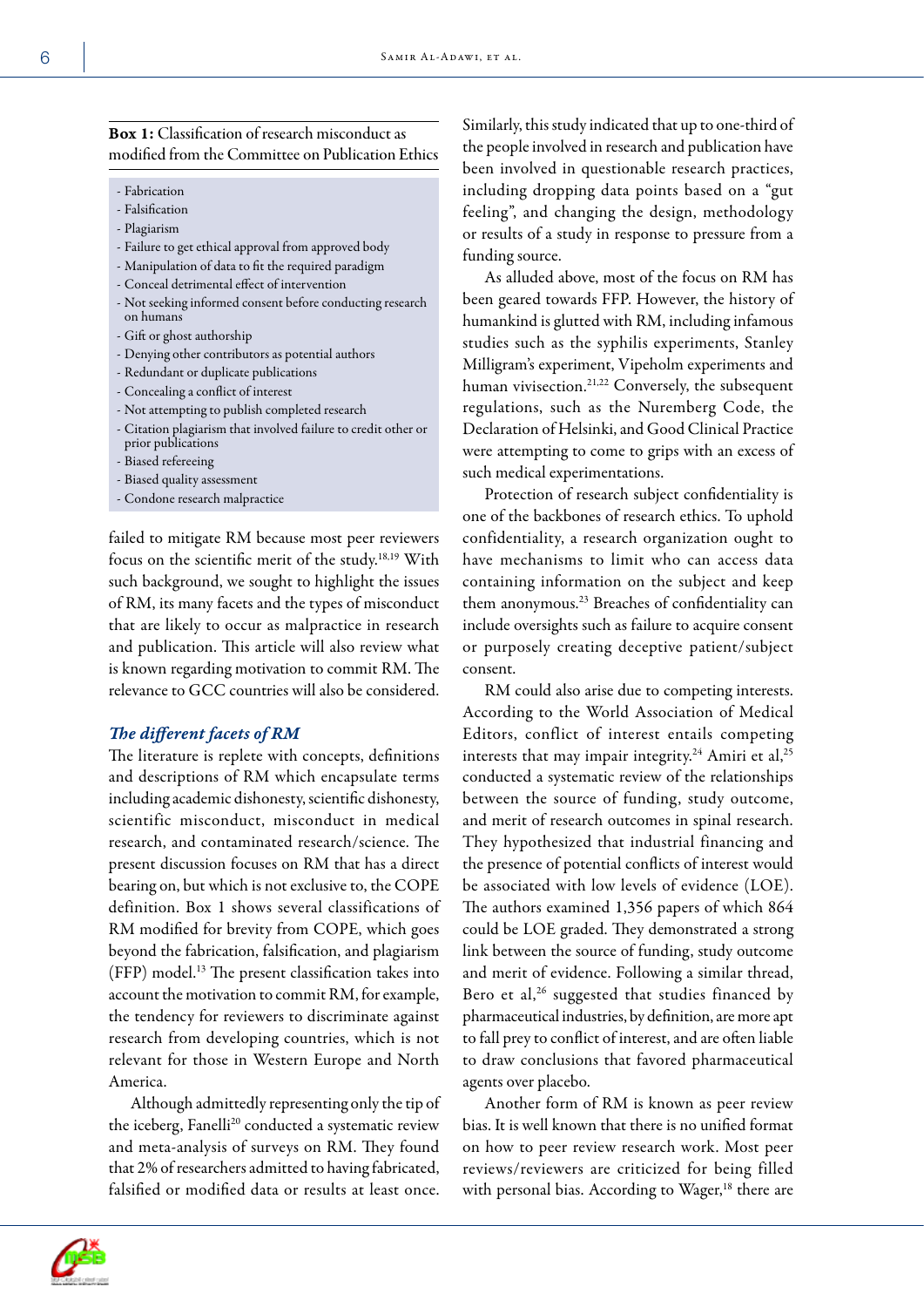**Box 1:** Classification of research misconduct as modified from the Committee on Publication Ethics

- Fabrication
- Falsification
- Plagiarism
- Failure to get ethical approval from approved body
- Manipulation of data to fit the required paradigm
- Conceal detrimental effect of intervention
- Not seeking informed consent before conducting research on humans
- Gift or ghost authorship
- Denying other contributors as potential authors
- Redundant or duplicate publications
- Concealing a conflict of interest
- Not attempting to publish completed research
- Citation plagiarism that involved failure to credit other or prior publications
- Biased refereeing
- Biased quality assessment
- Condone research malpractice

failed to mitigate RM because most peer reviewers focus on the scientific merit of the study.[18,19] With such background, we sought to highlight the issues of RM, its many facets and the types of misconduct that are likely to occur as malpractice in research and publication. This article will also review what is known regarding motivation to commit RM. The relevance to GCC countries will also be considered.

## *The different facets of RM*

The literature is replete with concepts, definitions and descriptions of RM which encapsulate terms including academic dishonesty, scientific dishonesty, scientific misconduct, misconduct in medical research, and contaminated research/science. The present discussion focuses on RM that has a direct bearing on, but which is not exclusive to, the COPE definition. Box 1 shows several classifications of RM modified for brevity from COPE, which goes beyond the fabrication, falsification, and plagiarism (FFP) model.[13] The present classification takes into account the motivation to commit RM, for example, the tendency for reviewers to discriminate against research from developing countries, which is not relevant for those in Western Europe and North America.

Although admittedly representing only the tip of the iceberg, Fanelli[20] conducted a systematic review and meta-analysis of surveys on RM. They found that 2% of researchers admitted to having fabricated, falsified or modified data or results at least once. Similarly, this study indicated that up to one-third of the people involved in research and publication have been involved in questionable research practices, including dropping data points based on a "gut feeling", and changing the design, methodology or results of a study in response to pressure from a funding source.

As alluded above, most of the focus on RM has been geared towards FFP. However, the history of humankind is glutted with RM, including infamous studies such as the syphilis experiments, Stanley Milligram's experiment, Vipeholm experiments and human vivisection.[21,22] Conversely, the subsequent regulations, such as the Nuremberg Code, the Declaration of Helsinki, and Good Clinical Practice were attempting to come to grips with an excess of such medical experimentations.

Protection of research subject confidentiality is one of the backbones of research ethics. To uphold confidentiality, a research organization ought to have mechanisms to limit who can access data containing information on the subject and keep them anonymous.[23] Breaches of confidentiality can include oversights such as failure to acquire consent or purposely creating deceptive patient/subject consent.

RM could also arise due to competing interests. According to the World Association of Medical Editors, conflict of interest entails competing interests that may impair integrity.[24] Amiri et al,[25] conducted a systematic review of the relationships between the source of funding, study outcome, and merit of research outcomes in spinal research. They hypothesized that industrial financing and the presence of potential conflicts of interest would be associated with low levels of evidence (LOE). The authors examined 1,356 papers of which 864 could be LOE graded. They demonstrated a strong link between the source of funding, study outcome and merit of evidence. Following a similar thread, Bero et al,[26] suggested that studies financed by pharmaceutical industries, by definition, are more apt to fall prey to conflict of interest, and are often liable to draw conclusions that favored pharmaceutical agents over placebo.

Another form of RM is known as peer review bias. It is well known that there is no unified format on how to peer review research work. Most peer reviews/reviewers are criticized for being filled with personal bias. According to Wager,[18] there are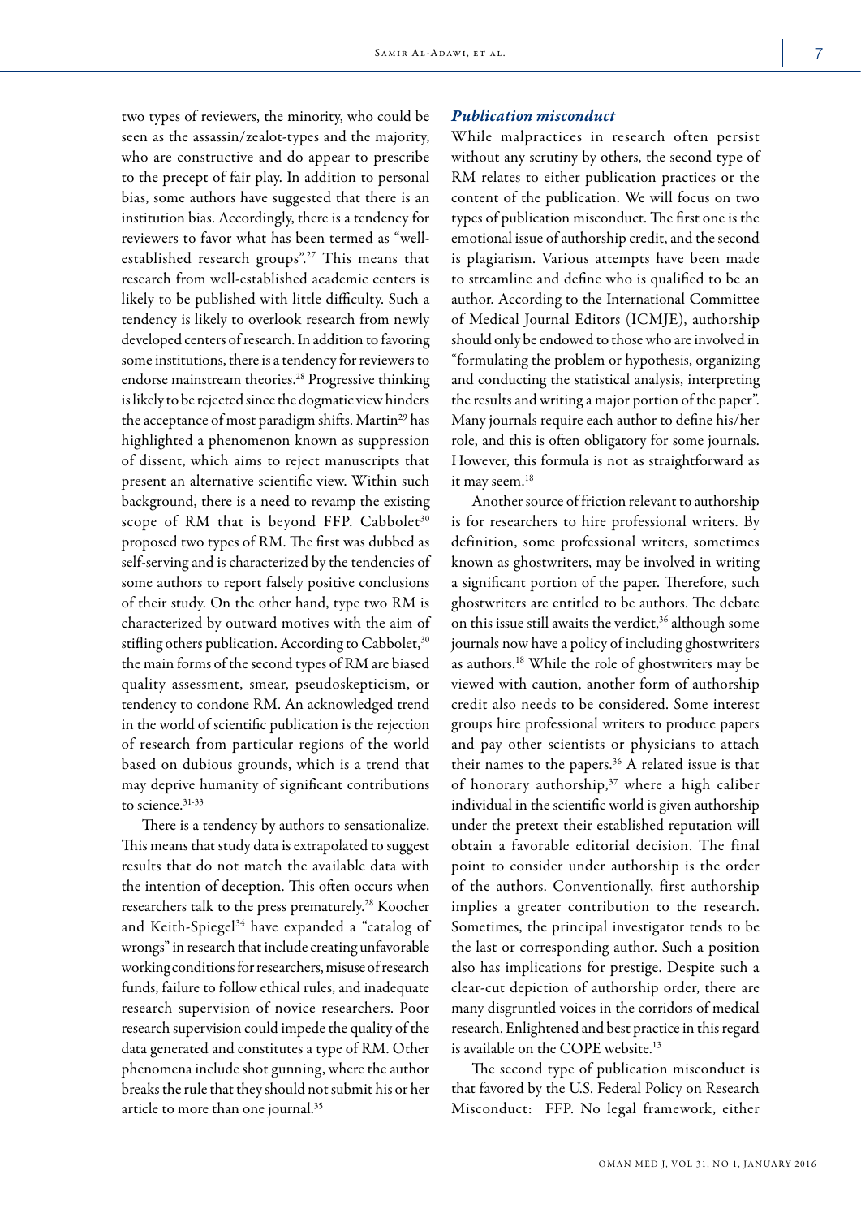two types of reviewers, the minority, who could be seen as the assassin/zealot-types and the majority, who are constructive and do appear to prescribe to the precept of fair play. In addition to personal bias, some authors have suggested that there is an institution bias. Accordingly, there is a tendency for reviewers to favor what has been termed as "well-established research groups".[27] This means that research from well-established academic centers is likely to be published with little difficulty. Such a tendency is likely to overlook research from newly developed centers of research. In addition to favoring some institutions, there is a tendency for reviewers to endorse mainstream theories.[28] Progressive thinking is likely to be rejected since the dogmatic view hinders the acceptance of most paradigm shifts. Martin[29] has highlighted a phenomenon known as suppression of dissent, which aims to reject manuscripts that present an alternative scientific view. Within such background, there is a need to revamp the existing scope of RM that is beyond FFP. Cabbolet[30] proposed two types of RM. The first was dubbed as self-serving and is characterized by the tendencies of some authors to report falsely positive conclusions of their study. On the other hand, type two RM is characterized by outward motives with the aim of stifling others publication. According to Cabbolet,[30] the main forms of the second types of RM are biased quality assessment, smear, pseudoskepticism, or tendency to condone RM. An acknowledged trend in the world of scientific publication is the rejection of research from particular regions of the world based on dubious grounds, which is a trend that may deprive humanity of significant contributions to science.[31-33]

There is a tendency by authors to sensationalize. This means that study data is extrapolated to suggest results that do not match the available data with the intention of deception. This often occurs when researchers talk to the press prematurely.[28] Koocher and Keith-Spiegel[34] have expanded a "catalog of wrongs" in research that include creating unfavorable working conditions for researchers, misuse of research funds, failure to follow ethical rules, and inadequate research supervision of novice researchers. Poor research supervision could impede the quality of the data generated and constitutes a type of RM. Other phenomena include shot gunning, where the author breaks the rule that they should not submit his or her article to more than one journal.[35]

### *Publication misconduct*

While malpractices in research often persist without any scrutiny by others, the second type of RM relates to either publication practices or the content of the publication. We will focus on two types of publication misconduct. The first one is the emotional issue of authorship credit, and the second is plagiarism. Various attempts have been made to streamline and define who is qualified to be an author. According to the International Committee of Medical Journal Editors (ICMJE), authorship should only be endowed to those who are involved in "formulating the problem or hypothesis, organizing and conducting the statistical analysis, interpreting the results and writing a major portion of the paper". Many journals require each author to define his/her role, and this is often obligatory for some journals. However, this formula is not as straightforward as it may seem.[18]

Another source of friction relevant to authorship is for researchers to hire professional writers. By definition, some professional writers, sometimes known as ghostwriters, may be involved in writing a significant portion of the paper. Therefore, such ghostwriters are entitled to be authors. The debate on this issue still awaits the verdict,[36] although some journals now have a policy of including ghostwriters as authors.[18] While the role of ghostwriters may be viewed with caution, another form of authorship credit also needs to be considered. Some interest groups hire professional writers to produce papers and pay other scientists or physicians to attach their names to the papers.[36] A related issue is that of honorary authorship,[37] where a high caliber individual in the scientific world is given authorship under the pretext their established reputation will obtain a favorable editorial decision. The final point to consider under authorship is the order of the authors. Conventionally, first authorship implies a greater contribution to the research. Sometimes, the principal investigator tends to be the last or corresponding author. Such a position also has implications for prestige. Despite such a clear-cut depiction of authorship order, there are many disgruntled voices in the corridors of medical research. Enlightened and best practice in this regard is available on the COPE website.[13]

The second type of publication misconduct is that favored by the U.S. Federal Policy on Research Misconduct: FFP. No legal framework, either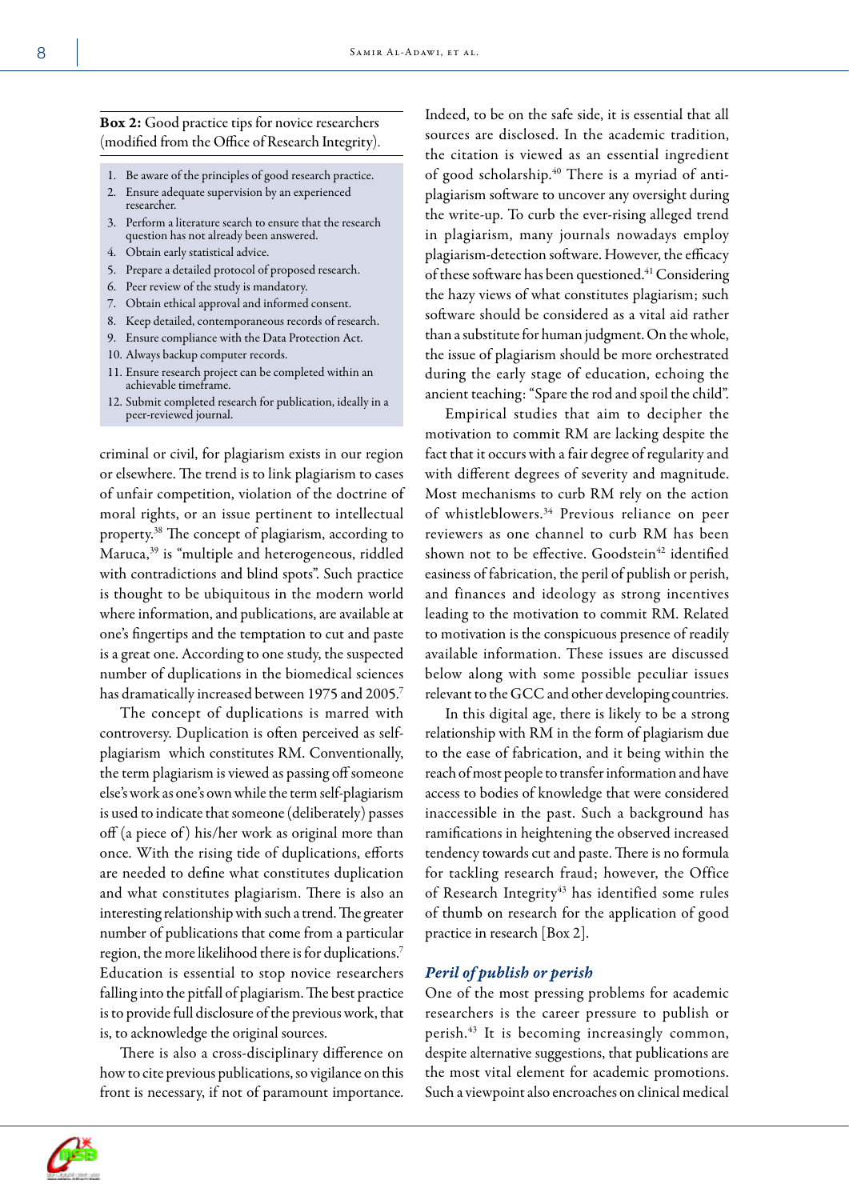**Box 2:** Good practice tips for novice researchers (modified from the Office of Research Integrity).

1. Be aware of the principles of good research practice.
2. Ensure adequate supervision by an experienced researcher.
3. Perform a literature search to ensure that the research question has not already been answered.
4. Obtain early statistical advice.
5. Prepare a detailed protocol of proposed research.
6. Peer review of the study is mandatory.
7. Obtain ethical approval and informed consent.
8. Keep detailed, contemporaneous records of research.
9. Ensure compliance with the Data Protection Act.
10. Always backup computer records.
11. Ensure research project can be completed within an achievable timeframe.
12. Submit completed research for publication, ideally in a peer-reviewed journal.

criminal or civil, for plagiarism exists in our region or elsewhere. The trend is to link plagiarism to cases of unfair competition, violation of the doctrine of moral rights, or an issue pertinent to intellectual property.[38] The concept of plagiarism, according to Maruca,[39] is "multiple and heterogeneous, riddled with contradictions and blind spots". Such practice is thought to be ubiquitous in the modern world where information, and publications, are available at one's fingertips and the temptation to cut and paste is a great one. According to one study, the suspected number of duplications in the biomedical sciences has dramatically increased between 1975 and 2005.[7]

The concept of duplications is marred with controversy. Duplication is often perceived as self-plagiarism which constitutes RM. Conventionally, the term plagiarism is viewed as passing off someone else's work as one's own while the term self-plagiarism is used to indicate that someone (deliberately) passes off (a piece of) his/her work as original more than once. With the rising tide of duplications, efforts are needed to define what constitutes duplication and what constitutes plagiarism. There is also an interesting relationship with such a trend. The greater number of publications that come from a particular region, the more likelihood there is for duplications.[7] Education is essential to stop novice researchers falling into the pitfall of plagiarism. The best practice is to provide full disclosure of the previous work, that is, to acknowledge the original sources.

There is also a cross-disciplinary difference on how to cite previous publications, so vigilance on this front is necessary, if not of paramount importance. Indeed, to be on the safe side, it is essential that all sources are disclosed. In the academic tradition, the citation is viewed as an essential ingredient of good scholarship.[40] There is a myriad of anti-plagiarism software to uncover any oversight during the write-up. To curb the ever-rising alleged trend in plagiarism, many journals nowadays employ plagiarism-detection software. However, the efficacy of these software has been questioned.[41] Considering the hazy views of what constitutes plagiarism; such software should be considered as a vital aid rather than a substitute for human judgment. On the whole, the issue of plagiarism should be more orchestrated during the early stage of education, echoing the ancient teaching: "Spare the rod and spoil the child".

Empirical studies that aim to decipher the motivation to commit RM are lacking despite the fact that it occurs with a fair degree of regularity and with different degrees of severity and magnitude. Most mechanisms to curb RM rely on the action of whistleblowers.[34] Previous reliance on peer reviewers as one channel to curb RM has been shown not to be effective. Goodstein[42] identified easiness of fabrication, the peril of publish or perish, and finances and ideology as strong incentives leading to the motivation to commit RM. Related to motivation is the conspicuous presence of readily available information. These issues are discussed below along with some possible peculiar issues relevant to the GCC and other developing countries.

In this digital age, there is likely to be a strong relationship with RM in the form of plagiarism due to the ease of fabrication, and it being within the reach of most people to transfer information and have access to bodies of knowledge that were considered inaccessible in the past. Such a background has ramifications in heightening the observed increased tendency towards cut and paste. There is no formula for tackling research fraud; however, the Office of Research Integrity[43] has identified some rules of thumb on research for the application of good practice in research [Box 2].

### *Peril of publish or perish*

One of the most pressing problems for academic researchers is the career pressure to publish or perish.[43] It is becoming increasingly common, despite alternative suggestions, that publications are the most vital element for academic promotions. Such a viewpoint also encroaches on clinical medical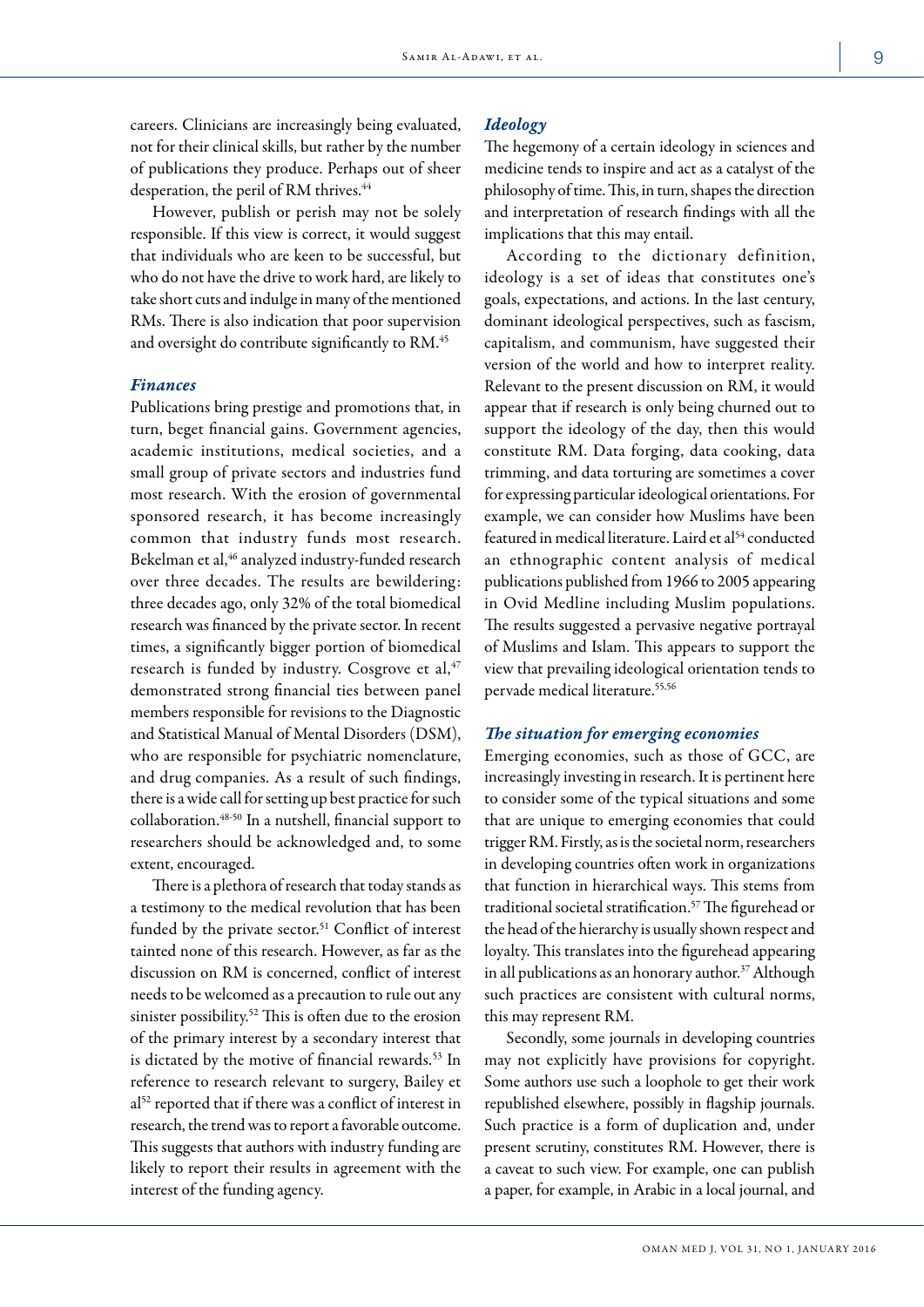careers. Clinicians are increasingly being evaluated, not for their clinical skills, but rather by the number of publications they produce. Perhaps out of sheer desperation, the peril of RM thrives.[44]

However, publish or perish may not be solely responsible. If this view is correct, it would suggest that individuals who are keen to be successful, but who do not have the drive to work hard, are likely to take short cuts and indulge in many of the mentioned RMs. There is also indication that poor supervision and oversight do contribute significantly to RM.[45]

### *Finances*

Publications bring prestige and promotions that, in turn, beget financial gains. Government agencies, academic institutions, medical societies, and a small group of private sectors and industries fund most research. With the erosion of governmental sponsored research, it has become increasingly common that industry funds most research. Bekelman et al,[46] analyzed industry-funded research over three decades. The results are bewildering: three decades ago, only 32% of the total biomedical research was financed by the private sector. In recent times, a significantly bigger portion of biomedical research is funded by industry. Cosgrove et al,[47] demonstrated strong financial ties between panel members responsible for revisions to the Diagnostic and Statistical Manual of Mental Disorders (DSM), who are responsible for psychiatric nomenclature, and drug companies. As a result of such findings, there is a wide call for setting up best practice for such collaboration.[48-50] In a nutshell, financial support to researchers should be acknowledged and, to some extent, encouraged.

There is a plethora of research that today stands as a testimony to the medical revolution that has been funded by the private sector.[51] Conflict of interest tainted none of this research. However, as far as the discussion on RM is concerned, conflict of interest needs to be welcomed as a precaution to rule out any sinister possibility.[52] This is often due to the erosion of the primary interest by a secondary interest that is dictated by the motive of financial rewards.[53] In reference to research relevant to surgery, Bailey et al[52] reported that if there was a conflict of interest in research, the trend was to report a favorable outcome. This suggests that authors with industry funding are likely to report their results in agreement with the interest of the funding agency.

### *Ideology*

The hegemony of a certain ideology in sciences and medicine tends to inspire and act as a catalyst of the philosophy of time. This, in turn, shapes the direction and interpretation of research findings with all the implications that this may entail.

According to the dictionary definition, ideology is a set of ideas that constitutes one's goals, expectations, and actions. In the last century, dominant ideological perspectives, such as fascism, capitalism, and communism, have suggested their version of the world and how to interpret reality. Relevant to the present discussion on RM, it would appear that if research is only being churned out to support the ideology of the day, then this would constitute RM. Data forging, data cooking, data trimming, and data torturing are sometimes a cover for expressing particular ideological orientations. For example, we can consider how Muslims have been featured in medical literature. Laird et al[54] conducted an ethnographic content analysis of medical publications published from 1966 to 2005 appearing in Ovid Medline including Muslim populations. The results suggested a pervasive negative portrayal of Muslims and Islam. This appears to support the view that prevailing ideological orientation tends to pervade medical literature.[55,56]

### *The situation for emerging economies*

Emerging economies, such as those of GCC, are increasingly investing in research. It is pertinent here to consider some of the typical situations and some that are unique to emerging economies that could trigger RM. Firstly, as is the societal norm, researchers in developing countries often work in organizations that function in hierarchical ways. This stems from traditional societal stratification.[57] The figurehead or the head of the hierarchy is usually shown respect and loyalty. This translates into the figurehead appearing in all publications as an honorary author.[37] Although such practices are consistent with cultural norms, this may represent RM.

Secondly, some journals in developing countries may not explicitly have provisions for copyright. Some authors use such a loophole to get their work republished elsewhere, possibly in flagship journals. Such practice is a form of duplication and, under present scrutiny, constitutes RM. However, there is a caveat to such view. For example, one can publish a paper, for example, in Arabic in a local journal, and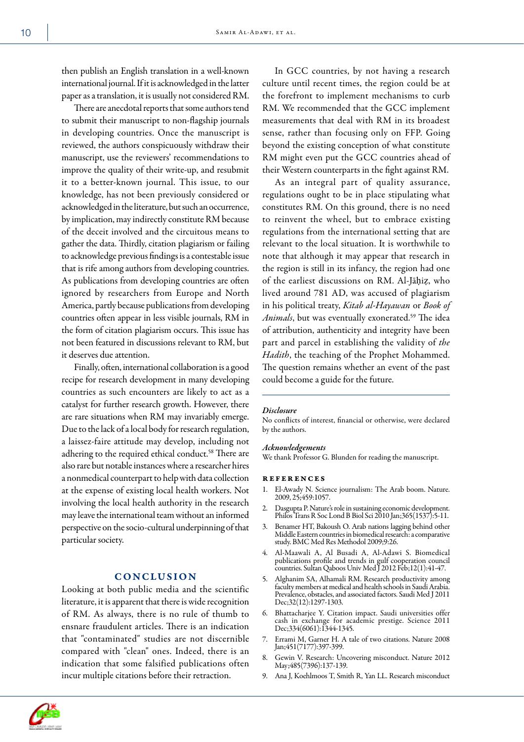then publish an English translation in a well-known international journal. If it is acknowledged in the latter paper as a translation, it is usually not considered RM.

There are anecdotal reports that some authors tend to submit their manuscript to non-flagship journals in developing countries. Once the manuscript is reviewed, the authors conspicuously withdraw their manuscript, use the reviewers' recommendations to improve the quality of their write-up, and resubmit it to a better-known journal. This issue, to our knowledge, has not been previously considered or acknowledged in the literature, but such an occurrence, by implication, may indirectly constitute RM because of the deceit involved and the circuitous means to gather the data. Thirdly, citation plagiarism or failing to acknowledge previous findings is a contestable issue that is rife among authors from developing countries. As publications from developing countries are often ignored by researchers from Europe and North America, partly because publications from developing countries often appear in less visible journals, RM in the form of citation plagiarism occurs. This issue has not been featured in discussions relevant to RM, but it deserves due attention.

Finally, often, international collaboration is a good recipe for research development in many developing countries as such encounters are likely to act as a catalyst for further research growth. However, there are rare situations when RM may invariably emerge. Due to the lack of a local body for research regulation, a laissez-faire attitude may develop, including not adhering to the required ethical conduct.[58] There are also rare but notable instances where a researcher hires a nonmedical counterpart to help with data collection at the expense of existing local health workers. Not involving the local health authority in the research may leave the international team without an informed perspective on the socio-cultural underpinning of that particular society.

## Conclusion

Looking at both public media and the scientific literature, it is apparent that there is wide recognition of RM. As always, there is no rule of thumb to ensnare fraudulent articles. There is an indication that "contaminated" studies are not discernible compared with "clean" ones. Indeed, there is an indication that some falsified publications often incur multiple citations before their retraction.

In GCC countries, by not having a research culture until recent times, the region could be at the forefront to implement mechanisms to curb RM. We recommended that the GCC implement measurements that deal with RM in its broadest sense, rather than focusing only on FFP. Going beyond the existing conception of what constitute RM might even put the GCC countries ahead of their Western counterparts in the fight against RM.

As an integral part of quality assurance, regulations ought to be in place stipulating what constitutes RM. On this ground, there is no need to reinvent the wheel, but to embrace existing regulations from the international setting that are relevant to the local situation. It is worthwhile to note that although it may appear that research in the region is still in its infancy, the region had one of the earliest discussions on RM. Al-Jāḥiẓ, who lived around 781 AD, was accused of plagiarism in his political treaty, *Kitab al-Hayawan* or *Book of Animals*, but was eventually exonerated.[59] The idea of attribution, authenticity and integrity have been part and parcel in establishing the validity of *the Hadith*, the teaching of the Prophet Mohammed. The question remains whether an event of the past could become a guide for the future.

***Disclosure***

No conflicts of interest, financial or otherwise, were declared by the authors.

***Acknowledgements***

We thank Professor G. Blunden for reading the manuscript.

## References

1. El-Awady N. Science journalism: The Arab boom. Nature. 2009, 25;459:1057.
2. Dasgupta P. Nature's role in sustaining economic development. Philos Trans R Soc Lond B Biol Sci 2010 Jan;365(1537):5-11.
3. Benamer HT, Bakoush O. Arab nations lagging behind other Middle Eastern countries in biomedical research: a comparative study. BMC Med Res Methodol 2009;9:26.
4. Al-Maawali A, Al Busadi A, Al-Adawi S. Biomedical publications profile and trends in gulf cooperation council countries. Sultan Qaboos Univ Med J 2012 Feb;12(1):41-47.
5. Alghanim SA, Alhamali RM. Research productivity among faculty members at medical and health schools in Saudi Arabia. Prevalence, obstacles, and associated factors. Saudi Med J 2011 Dec;32(12):1297-1303.
6. Bhattacharjee Y. Citation impact. Saudi universities offer cash in exchange for academic prestige. Science 2011 Dec;334(6061):1344-1345.
7. Errami M, Garner H. A tale of two citations. Nature 2008 Jan;451(7177):397-399.
8. Gewin V. Research: Uncovering misconduct. Nature 2012 May;485(7396):137-139.
9. Ana J, Koehlmoos T, Smith R, Yan LL. Research misconduct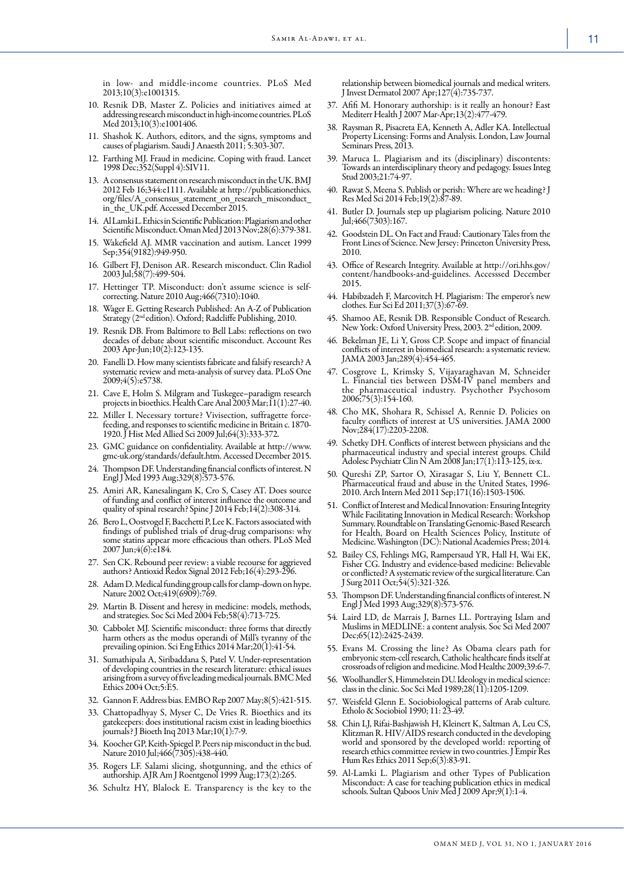in low- and middle-income countries. PLoS Med 2013;10(3):e1001315.

10. Resnik DB, Master Z. Policies and initiatives aimed at addressing research misconduct in high-income countries. PLoS Med 2013;10(3):e1001406.
11. Shashok K. Authors, editors, and the signs, symptoms and causes of plagiarism. Saudi J Anaesth 2011; 5:303-307.
12. Farthing MJ. Fraud in medicine. Coping with fraud. Lancet 1998 Dec;352(Suppl 4):SIV11.
13. A consensus statement on research misconduct in the UK. BMJ 2012 Feb 16;344:e1111. Available at http://publicationethics.org/files/A_consensus_statement_on_research_misconduct_in_the_UK.pdf. Accessed December 2015.
14. Al Lamki L. Ethics in Scientific Publication: Plagiarism and other Scientific Misconduct. Oman Med J 2013 Nov;28(6):379-381.
15. Wakefield AJ. MMR vaccination and autism. Lancet 1999 Sep;354(9182):949-950.
16. Gilbert FJ, Denison AR. Research misconduct. Clin Radiol 2003 Jul;58(7):499-504.
17. Hettinger TP. Misconduct: don't assume science is self-correcting. Nature 2010 Aug;466(7310):1040.
18. Wager E. Getting Research Published: An A-Z of Publication Strategy (2nd edition). Oxford; Radcliffe Publishing, 2010.
19. Resnik DB. From Baltimore to Bell Labs: reflections on two decades of debate about scientific misconduct. Account Res 2003 Apr-Jun;10(2):123-135.
20. Fanelli D. How many scientists fabricate and falsify research? A systematic review and meta-analysis of survey data. PLoS One 2009;4(5):e5738.
21. Cave E, Holm S. Milgram and Tuskegee–paradigm research projects in bioethics. Health Care Anal 2003 Mar;11(1):27-40.
22. Miller I. Necessary torture? Vivisection, suffragette force-feeding, and responses to scientific medicine in Britain c. 1870-1920. J Hist Med Allied Sci 2009 Jul;64(3):333-372.
23. GMC guidance on confidentiality. Available at http://www.gmc-uk.org/standards/default.htm. Accessed December 2015.
24. Thompson DF. Understanding financial conflicts of interest. N Engl J Med 1993 Aug;329(8):573-576.
25. Amiri AR, Kanesalingam K, Cro S, Casey AT. Does source of funding and conflict of interest influence the outcome and quality of spinal research? Spine J 2014 Feb;14(2):308-314.
26. Bero L, Oostvogel F, Bacchetti P, Lee K. Factors associated with findings of published trials of drug-drug comparisons: why some statins appear more efficacious than others. PLoS Med 2007 Jun;4(6):e184.
27. Sen CK. Rebound peer review: a viable recourse for aggrieved authors? Antioxid Redox Signal 2012 Feb;16(4):293-296.
28. Adam D. Medical funding group calls for clamp-down on hype. Nature 2002 Oct;419(6909):769.
29. Martin B. Dissent and heresy in medicine: models, methods, and strategies. Soc Sci Med 2004 Feb;58(4):713-725.
30. Cabbolet MJ. Scientific misconduct: three forms that directly harm others as the modus operandi of Mill's tyranny of the prevailing opinion. Sci Eng Ethics 2014 Mar;20(1):41-54.
31. Sumathipala A, Siribaddana S, Patel V. Under-representation of developing countries in the research literature: ethical issues arising from a survey of five leading medical journals. BMC Med Ethics 2004 Oct;5:E5.
32. Gannon F. Address bias. EMBO Rep 2007 May;8(5):421-515.
33. Chattopadhyay S, Myser C, De Vries R. Bioethics and its gatekeepers: does institutional racism exist in leading bioethics journals? J Bioeth Inq 2013 Mar;10(1):7-9.
34. Koocher GP, Keith-Spiegel P. Peers nip misconduct in the bud. Nature 2010 Jul;466(7305):438-440.
35. Rogers LF. Salami slicing, shotgunning, and the ethics of authorship. AJR Am J Roentgenol 1999 Aug;173(2):265.
36. Schultz HY, Blalock E. Transparency is the key to the relationship between biomedical journals and medical writers. J Invest Dermatol 2007 Apr;127(4):735-737.
37. Afifi M. Honorary authorship: is it really an honour? East Mediterr Health J 2007 Mar-Apr;13(2):477-479.
38. Raysman R, Pisacreta EA, Kenneth A, Adler KA. Intellectual Property Licensing: Forms and Analysis. London, Law Journal Seminars Press, 2013.
39. Maruca L. Plagiarism and its (disciplinary) discontents: Towards an interdisciplinary theory and pedagogy. Issues Integ Stud 2003;21:74-97.
40. Rawat S, Meena S. Publish or perish: Where are we heading? J Res Med Sci 2014 Feb;19(2):87-89.
41. Butler D. Journals step up plagiarism policing. Nature 2010 Jul;466(7303):167.
42. Goodstein DL. On Fact and Fraud: Cautionary Tales from the Front Lines of Science. New Jersey: Princeton University Press, 2010.
43. Office of Research Integrity. Available at http://ori.hhs.gov/content/handbooks-and-guidelines. Accesssed December 2015.
44. Habibzadeh F, Marcovitch H. Plagiarism: The emperor's new clothes. Eur Sci Ed 2011;37(3):67-69.
45. Shamoo AE, Resnik DB. Responsible Conduct of Research. New York: Oxford University Press, 2003. 2nd edition, 2009.
46. Bekelman JE, Li Y, Gross CP. Scope and impact of financial conflicts of interest in biomedical research: a systematic review. JAMA 2003 Jan;289(4):454-465.
47. Cosgrove L, Krimsky S, Vijayaraghavan M, Schneider L. Financial ties between DSM-IV panel members and the pharmaceutical industry. Psychother Psychosom 2006;75(3):154-160.
48. Cho MK, Shohara R, Schissel A, Rennie D. Policies on faculty conflicts of interest at US universities. JAMA 2000 Nov;284(17):2203-2208.
49. Schetky DH. Conflicts of interest between physicians and the pharmaceutical industry and special interest groups. Child Adolesc Psychiatr Clin N Am 2008 Jan;17(1):113-125, ix-x.
50. Qureshi ZP, Sartor O, Xirasagar S, Liu Y, Bennett CL. Pharmaceutical fraud and abuse in the United States, 1996-2010. Arch Intern Med 2011 Sep;171(16):1503-1506.
51. Conflict of Interest and Medical Innovation: Ensuring Integrity While Facilitating Innovation in Medical Research: Workshop Summary. Roundtable on Translating Genomic-Based Research for Health, Board on Health Sciences Policy, Institute of Medicine. Washington (DC): National Academies Press; 2014.
52. Bailey CS, Fehlings MG, Rampersaud YR, Hall H, Wai EK, Fisher CG. Industry and evidence-based medicine: Believable or conflicted? A systematic review of the surgical literature. Can J Surg 2011 Oct;54(5):321-326.
53. Thompson DF. Understanding financial conflicts of interest. N Engl J Med 1993 Aug;329(8):573-576.
54. Laird LD, de Marrais J, Barnes LL. Portraying Islam and Muslims in MEDLINE: a content analysis. Soc Sci Med 2007 Dec;65(12):2425-2439.
55. Evans M. Crossing the line? As Obama clears path for embryonic stem-cell research, Catholic healthcare finds itself at crossroads of religion and medicine. Mod Healthc 2009;39:6-7.
56. Woolhandler S, Himmelstein DU. Ideology in medical science: class in the clinic. Soc Sci Med 1989;28(11):1205-1209.
57. Weisfeld Glenn E. Sociobiological patterns of Arab culture. Etholo & Sociobiol 1990; 11: 23-49.
58. Chin LJ, Rifai-Bashjawish H, Kleinert K, Saltman A, Leu CS, Klitzman R. HIV/AIDS research conducted in the developing world and sponsored by the developed world: reporting of research ethics committee review in two countries. J Empir Res Hum Res Ethics 2011 Sep;6(3):83-91.
59. Al-Lamki L. Plagiarism and other Types of Publication Misconduct: A case for teaching publication ethics in medical schools. Sultan Qaboos Univ Med J 2009 Apr;9(1):1-4.